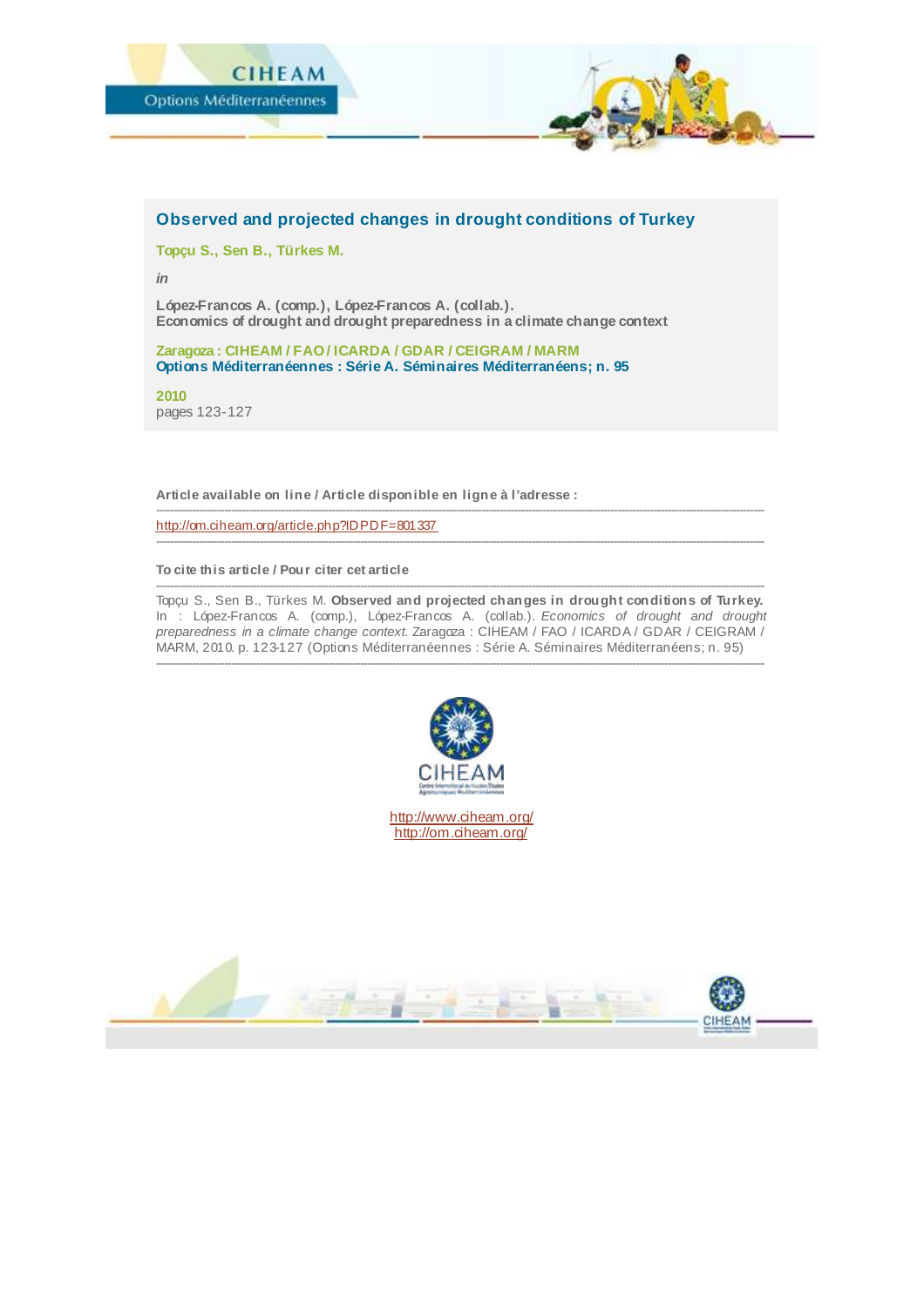# Observed and projected changes in drought conditions of Turkey

**Topçu S., Sen B., Türkes M.**

*in*

**López-Francos A. (comp.), López-Francos A. (collab.).**
**Economics of drought and drought preparedness in a climate change context**

**Zaragoza : CIHEAM / FAO / ICARDA / GDAR / CEIGRAM / MARM**
**Options Méditerranéennes : Série A. Séminaires Méditerranéens; n. 95**

**2010**
pages 123-127

---

**Article available on line / Article disponible en ligne à l'adresse :**

---

http://om.ciheam.org/article.php?IDPDF=801337

---

**To cite this article / Pour citer cet article**

---

Topçu S., Sen B., Türkes M. **Observed and projected changes in drought conditions of Turkey.** In : López-Francos A. (comp.), López-Francos A. (collab.). *Economics of drought and drought preparedness in a climate change context.* Zaragoza : CIHEAM / FAO / ICARDA / GDAR / CEIGRAM / MARM, 2010. p. 123-127 (Options Méditerranéennes : Série A. Séminaires Méditerranéens; n. 95)

---

http://www.ciheam.org/
http://om.ciheam.org/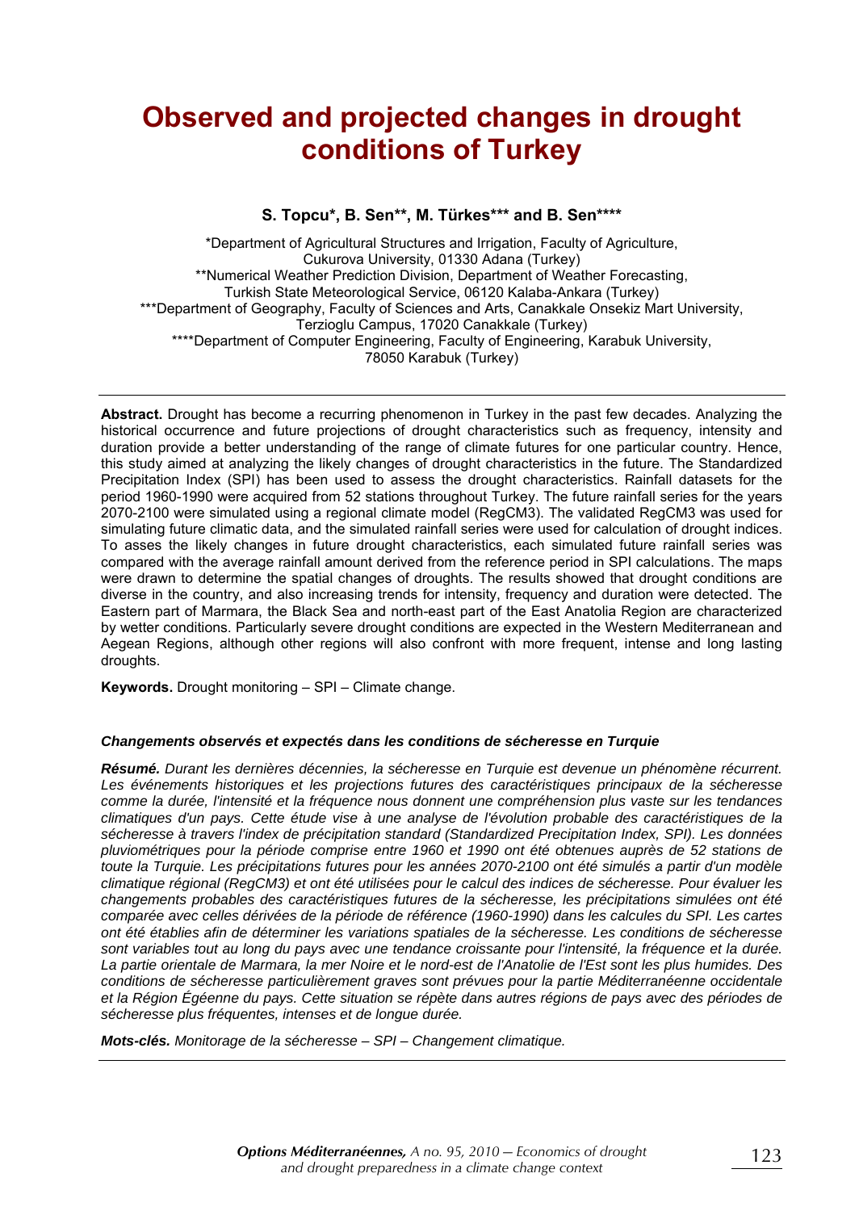# Observed and projected changes in drought conditions of Turkey

**S. Topcu\*, B. Sen\*\*, M. Türkes\*\*\* and B. Sen\*\*\*\***

\*Department of Agricultural Structures and Irrigation, Faculty of Agriculture, Cukurova University, 01330 Adana (Turkey)
\*\*Numerical Weather Prediction Division, Department of Weather Forecasting, Turkish State Meteorological Service, 06120 Kalaba-Ankara (Turkey)
\*\*\*Department of Geography, Faculty of Sciences and Arts, Canakkale Onsekiz Mart University, Terzioglu Campus, 17020 Canakkale (Turkey)
\*\*\*\*Department of Computer Engineering, Faculty of Engineering, Karabuk University, 78050 Karabuk (Turkey)

---

**Abstract.** Drought has become a recurring phenomenon in Turkey in the past few decades. Analyzing the historical occurrence and future projections of drought characteristics such as frequency, intensity and duration provide a better understanding of the range of climate futures for one particular country. Hence, this study aimed at analyzing the likely changes of drought characteristics in the future. The Standardized Precipitation Index (SPI) has been used to assess the drought characteristics. Rainfall datasets for the period 1960-1990 were acquired from 52 stations throughout Turkey. The future rainfall series for the years 2070-2100 were simulated using a regional climate model (RegCM3). The validated RegCM3 was used for simulating future climatic data, and the simulated rainfall series were used for calculation of drought indices. To asses the likely changes in future drought characteristics, each simulated future rainfall series was compared with the average rainfall amount derived from the reference period in SPI calculations. The maps were drawn to determine the spatial changes of droughts. The results showed that drought conditions are diverse in the country, and also increasing trends for intensity, frequency and duration were detected. The Eastern part of Marmara, the Black Sea and north-east part of the East Anatolia Region are characterized by wetter conditions. Particularly severe drought conditions are expected in the Western Mediterranean and Aegean Regions, although other regions will also confront with more frequent, intense and long lasting droughts.

**Keywords.** Drought monitoring – SPI – Climate change.

***Changements observés et expectés dans les conditions de sécheresse en Turquie***

***Résumé.*** *Durant les dernières décennies, la sécheresse en Turquie est devenue un phénomène récurrent. Les événements historiques et les projections futures des caractéristiques principaux de la sécheresse comme la durée, l'intensité et la fréquence nous donnent une compréhension plus vaste sur les tendances climatiques d'un pays. Cette étude vise à une analyse de l'évolution probable des caractéristiques de la sécheresse à travers l'index de précipitation standard (Standardized Precipitation Index, SPI). Les données pluviométriques pour la période comprise entre 1960 et 1990 ont été obtenues auprès de 52 stations de toute la Turquie. Les précipitations futures pour les années 2070-2100 ont été simulés à partir d'un modèle climatique régional (RegCM3) et ont été utilisées pour le calcul des indices de sécheresse. Pour évaluer les changements probables des caractéristiques futures de la sécheresse, les précipitations simulées ont été comparée avec celles dérivées de la période de référence (1960-1990) dans les calcules du SPI. Les cartes ont été établies afin de déterminer les variations spatiales de la sécheresse. Les conditions de sécheresse sont variables tout au long du pays avec une tendance croissante pour l'intensité, la fréquence et la durée. La partie orientale de Marmara, la mer Noire et le nord-est de l'Anatolie de l'Est sont les plus humides. Des conditions de sécheresse particulièrement graves sont prévues pour la partie Méditerranéenne occidentale et la Région Égéenne du pays. Cette situation se répète dans autres régions de pays avec des périodes de sécheresse plus fréquentes, intenses et de longue durée.*

***Mots-clés.*** *Monitorage de la sécheresse – SPI – Changement climatique.*

---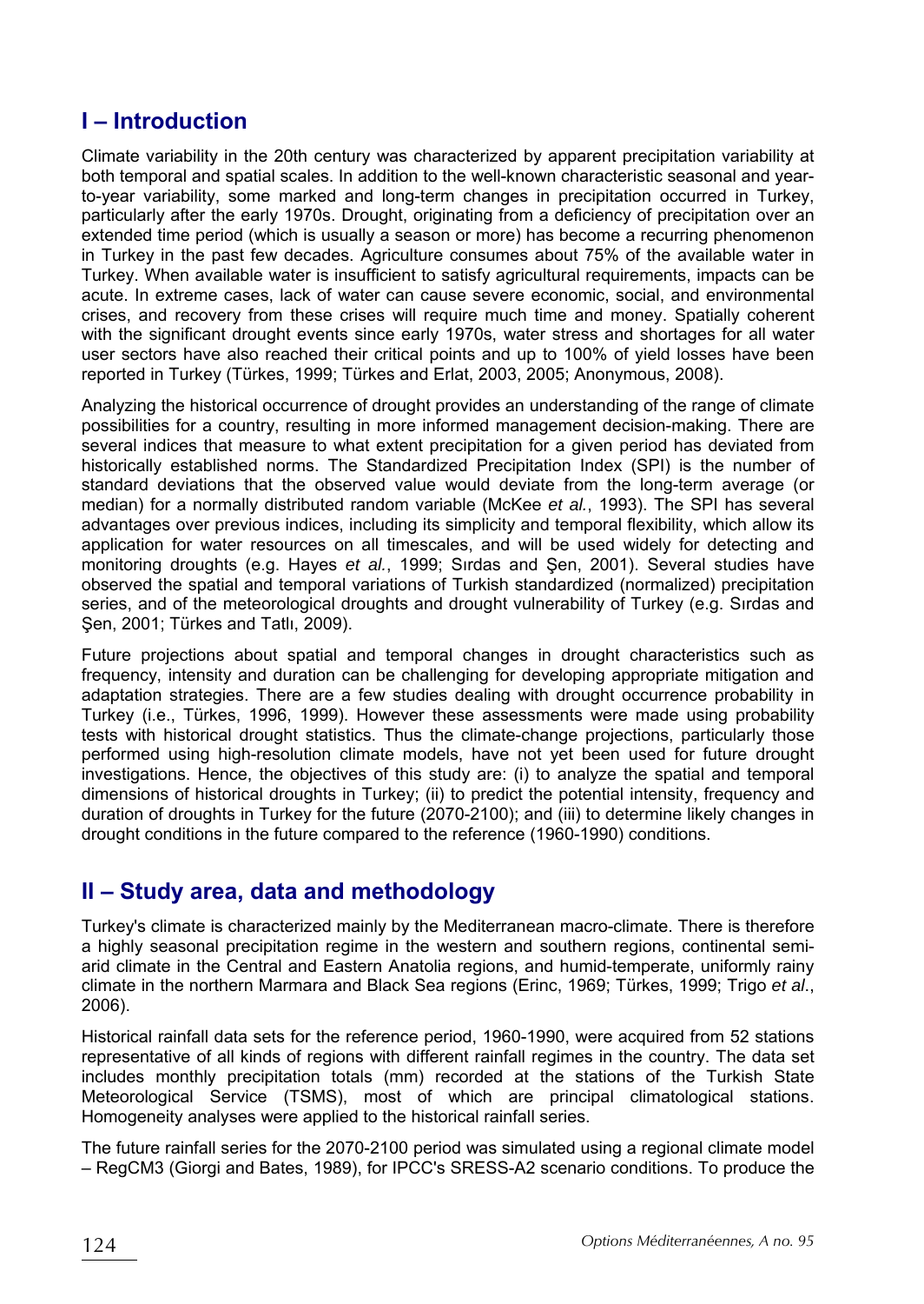## I – Introduction

Climate variability in the 20th century was characterized by apparent precipitation variability at both temporal and spatial scales. In addition to the well-known characteristic seasonal and year-to-year variability, some marked and long-term changes in precipitation occurred in Turkey, particularly after the early 1970s. Drought, originating from a deficiency of precipitation over an extended time period (which is usually a season or more) has become a recurring phenomenon in Turkey in the past few decades. Agriculture consumes about 75% of the available water in Turkey. When available water is insufficient to satisfy agricultural requirements, impacts can be acute. In extreme cases, lack of water can cause severe economic, social, and environmental crises, and recovery from these crises will require much time and money. Spatially coherent with the significant drought events since early 1970s, water stress and shortages for all water user sectors have also reached their critical points and up to 100% of yield losses have been reported in Turkey (Türkes, 1999; Türkes and Erlat, 2003, 2005; Anonymous, 2008).

Analyzing the historical occurrence of drought provides an understanding of the range of climate possibilities for a country, resulting in more informed management decision-making. There are several indices that measure to what extent precipitation for a given period has deviated from historically established norms. The Standardized Precipitation Index (SPI) is the number of standard deviations that the observed value would deviate from the long-term average (or median) for a normally distributed random variable (McKee *et al.*, 1993). The SPI has several advantages over previous indices, including its simplicity and temporal flexibility, which allow its application for water resources on all timescales, and will be used widely for detecting and monitoring droughts (e.g. Hayes *et al.*, 1999; Sırdas and Şen, 2001). Several studies have observed the spatial and temporal variations of Turkish standardized (normalized) precipitation series, and of the meteorological droughts and drought vulnerability of Turkey (e.g. Sırdas and Şen, 2001; Türkes and Tatlı, 2009).

Future projections about spatial and temporal changes in drought characteristics such as frequency, intensity and duration can be challenging for developing appropriate mitigation and adaptation strategies. There are a few studies dealing with drought occurrence probability in Turkey (i.e., Türkes, 1996, 1999). However these assessments were made using probability tests with historical drought statistics. Thus the climate-change projections, particularly those performed using high-resolution climate models, have not yet been used for future drought investigations. Hence, the objectives of this study are: (i) to analyze the spatial and temporal dimensions of historical droughts in Turkey; (ii) to predict the potential intensity, frequency and duration of droughts in Turkey for the future (2070-2100); and (iii) to determine likely changes in drought conditions in the future compared to the reference (1960-1990) conditions.

## II – Study area, data and methodology

Turkey's climate is characterized mainly by the Mediterranean macro-climate. There is therefore a highly seasonal precipitation regime in the western and southern regions, continental semi-arid climate in the Central and Eastern Anatolia regions, and humid-temperate, uniformly rainy climate in the northern Marmara and Black Sea regions (Erinc, 1969; Türkes, 1999; Trigo *et al.*, 2006).

Historical rainfall data sets for the reference period, 1960-1990, were acquired from 52 stations representative of all kinds of regions with different rainfall regimes in the country. The data set includes monthly precipitation totals (mm) recorded at the stations of the Turkish State Meteorological Service (TSMS), most of which are principal climatological stations. Homogeneity analyses were applied to the historical rainfall series.

The future rainfall series for the 2070-2100 period was simulated using a regional climate model – RegCM3 (Giorgi and Bates, 1989), for IPCC's SRESS-A2 scenario conditions. To produce the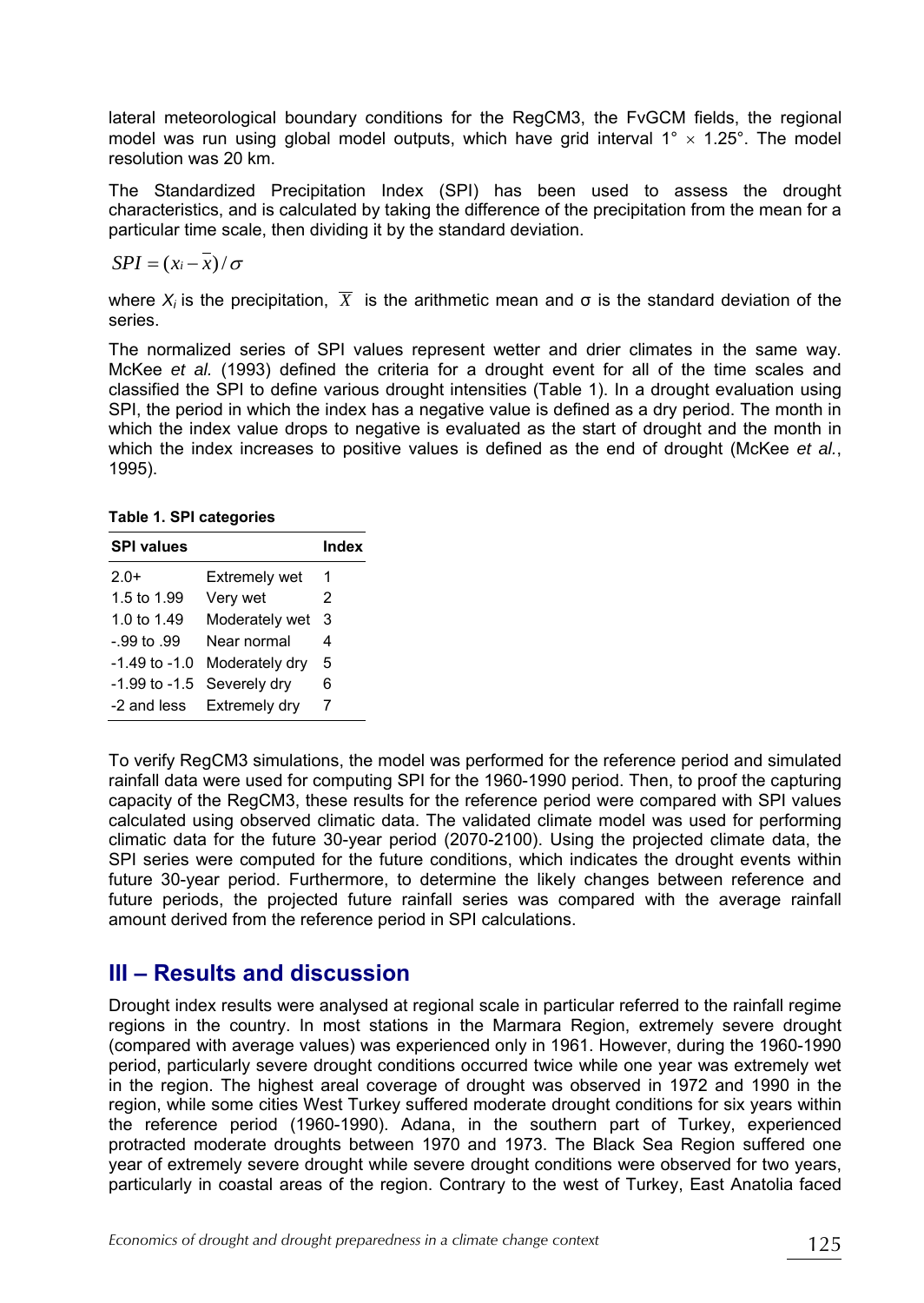lateral meteorological boundary conditions for the RegCM3, the FvGCM fields, the regional model was run using global model outputs, which have grid interval 1° × 1.25°. The model resolution was 20 km.

The Standardized Precipitation Index (SPI) has been used to assess the drought characteristics, and is calculated by taking the difference of the precipitation from the mean for a particular time scale, then dividing it by the standard deviation.

$$SPI = (x_i - \overline{x}) / \sigma$$

where $X_i$ is the precipitation, $\overline{X}$ is the arithmetic mean and σ is the standard deviation of the series.

The normalized series of SPI values represent wetter and drier climates in the same way. McKee *et al.* (1993) defined the criteria for a drought event for all of the time scales and classified the SPI to define various drought intensities (Table 1). In a drought evaluation using SPI, the period in which the index has a negative value is defined as a dry period. The month in which the index value drops to negative is evaluated as the start of drought and the month in which the index increases to positive values is defined as the end of drought (McKee *et al.*, 1995).

**Table 1. SPI categories**

| SPI values | | Index |
|---|---|---|
| 2.0+ | Extremely wet | 1 |
| 1.5 to 1.99 | Very wet | 2 |
| 1.0 to 1.49 | Moderately wet | 3 |
| -.99 to .99 | Near normal | 4 |
| -1.49 to -1.0 | Moderately dry | 5 |
| -1.99 to -1.5 | Severely dry | 6 |
| -2 and less | Extremely dry | 7 |

To verify RegCM3 simulations, the model was performed for the reference period and simulated rainfall data were used for computing SPI for the 1960-1990 period. Then, to proof the capturing capacity of the RegCM3, these results for the reference period were compared with SPI values calculated using observed climatic data. The validated climate model was used for performing climatic data for the future 30-year period (2070-2100). Using the projected climate data, the SPI series were computed for the future conditions, which indicates the drought events within future 30-year period. Furthermore, to determine the likely changes between reference and future periods, the projected future rainfall series was compared with the average rainfall amount derived from the reference period in SPI calculations.

## III – Results and discussion

Drought index results were analysed at regional scale in particular referred to the rainfall regime regions in the country. In most stations in the Marmara Region, extremely severe drought (compared with average values) was experienced only in 1961. However, during the 1960-1990 period, particularly severe drought conditions occurred twice while one year was extremely wet in the region. The highest areal coverage of drought was observed in 1972 and 1990 in the region, while some cities West Turkey suffered moderate drought conditions for six years within the reference period (1960-1990). Adana, in the southern part of Turkey, experienced protracted moderate droughts between 1970 and 1973. The Black Sea Region suffered one year of extremely severe drought while severe drought conditions were observed for two years, particularly in coastal areas of the region. Contrary to the west of Turkey, East Anatolia faced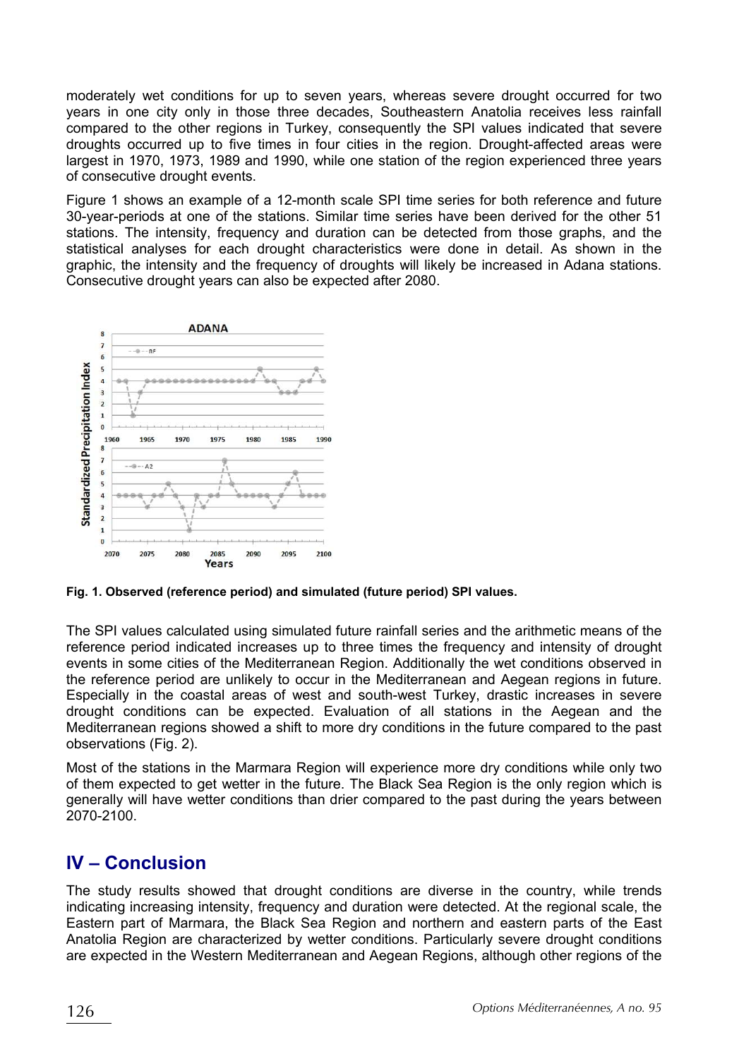moderately wet conditions for up to seven years, whereas severe drought occurred for two years in one city only in those three decades, Southeastern Anatolia receives less rainfall compared to the other regions in Turkey, consequently the SPI values indicated that severe droughts occurred up to five times in four cities in the region. Drought-affected areas were largest in 1970, 1973, 1989 and 1990, while one station of the region experienced three years of consecutive drought events.

Figure 1 shows an example of a 12-month scale SPI time series for both reference and future 30-year-periods at one of the stations. Similar time series have been derived for the other 51 stations. The intensity, frequency and duration can be detected from those graphs, and the statistical analyses for each drought characteristics were done in detail. As shown in the graphic, the intensity and the frequency of droughts will likely be increased in Adana stations. Consecutive drought years can also be expected after 2080.

**Fig. 1. Observed (reference period) and simulated (future period) SPI values.**

The SPI values calculated using simulated future rainfall series and the arithmetic means of the reference period indicated increases up to three times the frequency and intensity of drought events in some cities of the Mediterranean Region. Additionally the wet conditions observed in the reference period are unlikely to occur in the Mediterranean and Aegean regions in future. Especially in the coastal areas of west and south-west Turkey, drastic increases in severe drought conditions can be expected. Evaluation of all stations in the Aegean and the Mediterranean regions showed a shift to more dry conditions in the future compared to the past observations (Fig. 2).

Most of the stations in the Marmara Region will experience more dry conditions while only two of them expected to get wetter in the future. The Black Sea Region is the only region which is generally will have wetter conditions than drier compared to the past during the years between 2070-2100.

## IV – Conclusion

The study results showed that drought conditions are diverse in the country, while trends indicating increasing intensity, frequency and duration were detected. At the regional scale, the Eastern part of Marmara, the Black Sea Region and northern and eastern parts of the East Anatolia Region are characterized by wetter conditions. Particularly severe drought conditions are expected in the Western Mediterranean and Aegean Regions, although other regions of the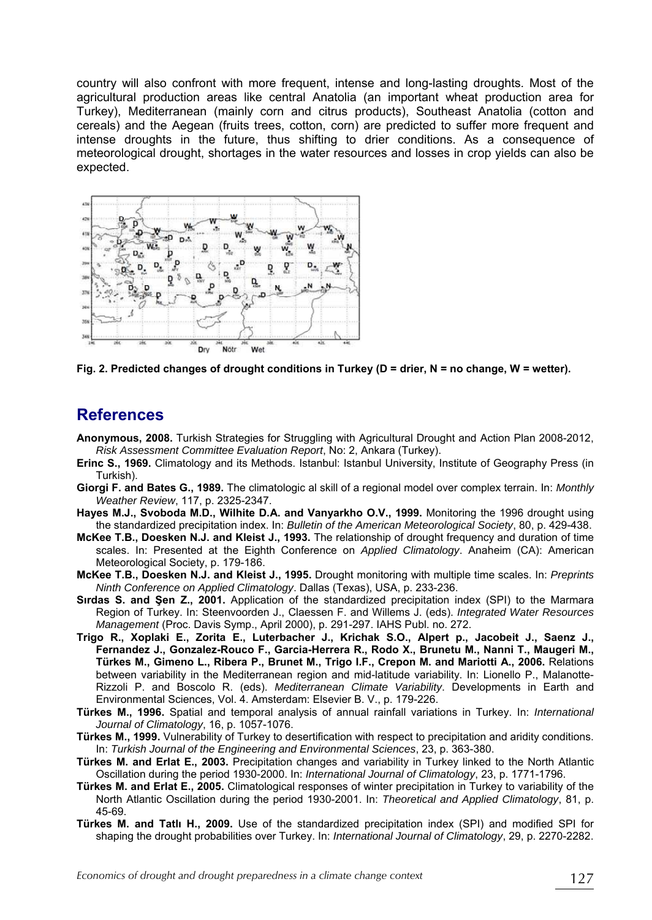country will also confront with more frequent, intense and long-lasting droughts. Most of the agricultural production areas like central Anatolia (an important wheat production area for Turkey), Mediterranean (mainly corn and citrus products), Southeast Anatolia (cotton and cereals) and the Aegean (fruits trees, cotton, corn) are predicted to suffer more frequent and intense droughts in the future, thus shifting to drier conditions. As a consequence of meteorological drought, shortages in the water resources and losses in crop yields can also be expected.

Dry Nötr Wet

**Fig. 2. Predicted changes of drought conditions in Turkey (D = drier, N = no change, W = wetter).**

## References

**Anonymous, 2008.** Turkish Strategies for Struggling with Agricultural Drought and Action Plan 2008-2012, *Risk Assessment Committee Evaluation Report*, No: 2, Ankara (Turkey).

**Erinc S., 1969.** Climatology and its Methods. Istanbul: Istanbul University, Institute of Geography Press (in Turkish).

**Giorgi F. and Bates G., 1989.** The climatologic al skill of a regional model over complex terrain. In: *Monthly Weather Review*, 117, p. 2325-2347.

**Hayes M.J., Svoboda M.D., Wilhite D.A. and Vanyarkho O.V., 1999.** Monitoring the 1996 drought using the standardized precipitation index. In: *Bulletin of the American Meteorological Society*, 80, p. 429-438.

**McKee T.B., Doesken N.J. and Kleist J., 1993.** The relationship of drought frequency and duration of time scales. In: Presented at the Eighth Conference on *Applied Climatology*. Anaheim (CA): American Meteorological Society, p. 179-186.

**McKee T.B., Doesken N.J. and Kleist J., 1995.** Drought monitoring with multiple time scales. In: *Preprints Ninth Conference on Applied Climatology*. Dallas (Texas), USA, p. 233-236.

**Sırdas S. and Şen Z., 2001.** Application of the standardized precipitation index (SPI) to the Marmara Region of Turkey. In: Steenvoorden J., Claessen F. and Willems J. (eds). *Integrated Water Resources Management* (Proc. Davis Symp., April 2000), p. 291-297. IAHS Publ. no. 272.

**Trigo R., Xoplaki E., Zorita E., Luterbacher J., Krichak S.O., Alpert p., Jacobeit J., Saenz J., Fernandez J., Gonzalez-Rouco F., Garcia-Herrera R., Rodo X., Brunetu M., Nanni T., Maugeri M., Türkes M., Gimeno L., Ribera P., Brunet M., Trigo I.F., Crepon M. and Mariotti A., 2006.** Relations between variability in the Mediterranean region and mid-latitude variability. In: Lionello P., Malanotte-Rizzoli P. and Boscolo R. (eds). *Mediterranean Climate Variability*. Developments in Earth and Environmental Sciences, Vol. 4. Amsterdam: Elsevier B. V., p. 179-226.

**Türkes M., 1996.** Spatial and temporal analysis of annual rainfall variations in Turkey. In: *International Journal of Climatology*, 16, p. 1057-1076.

**Türkes M., 1999.** Vulnerability of Turkey to desertification with respect to precipitation and aridity conditions. In: *Turkish Journal of the Engineering and Environmental Sciences*, 23, p. 363-380.

**Türkes M. and Erlat E., 2003.** Precipitation changes and variability in Turkey linked to the North Atlantic Oscillation during the period 1930-2000. In: *International Journal of Climatology*, 23, p. 1771-1796.

**Türkes M. and Erlat E., 2005.** Climatological responses of winter precipitation in Turkey to variability of the North Atlantic Oscillation during the period 1930-2001. In: *Theoretical and Applied Climatology*, 81, p. 45-69.

**Türkes M. and Tatlı H., 2009.** Use of the standardized precipitation index (SPI) and modified SPI for shaping the drought probabilities over Turkey. In: *International Journal of Climatology*, 29, p. 2270-2282.